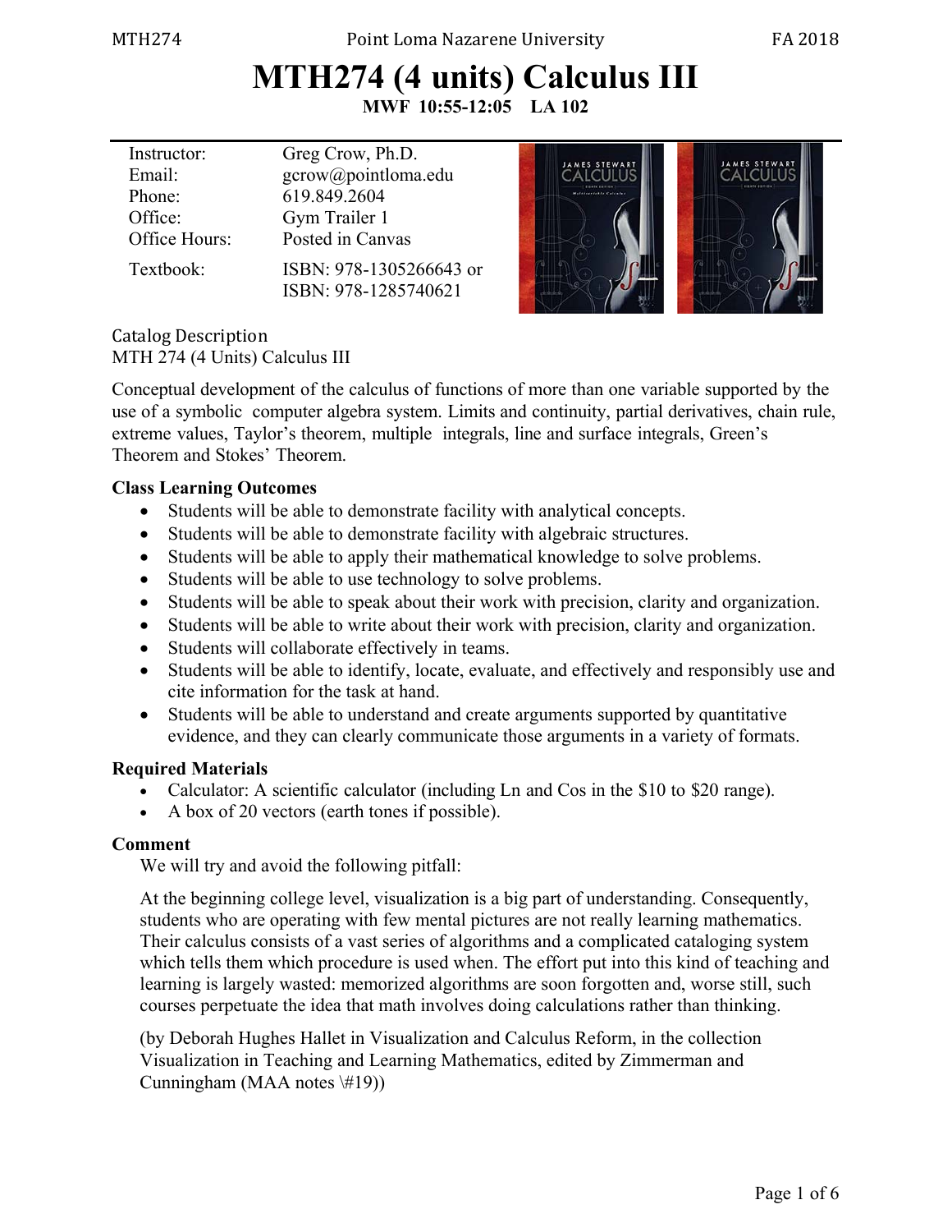# MTH274 (4 units) Calculus III

**MWF 10:55-12:05 LA 102**

| | |
|---|---|
| Instructor: | Greg Crow, Ph.D. |
| Email: | gcrow@pointloma.edu |
| Phone: | 619.849.2604 |
| Office: | Gym Trailer 1 |
| Office Hours: | Posted in Canvas |
| Textbook: | ISBN: 978-1305266643 or ISBN: 978-1285740621 |

Catalog Description
MTH 274 (4 Units) Calculus III

Conceptual development of the calculus of functions of more than one variable supported by the use of a symbolic computer algebra system. Limits and continuity, partial derivatives, chain rule, extreme values, Taylor's theorem, multiple integrals, line and surface integrals, Green's Theorem and Stokes' Theorem.

**Class Learning Outcomes**

- Students will be able to demonstrate facility with analytical concepts.
- Students will be able to demonstrate facility with algebraic structures.
- Students will be able to apply their mathematical knowledge to solve problems.
- Students will be able to use technology to solve problems.
- Students will be able to speak about their work with precision, clarity and organization.
- Students will be able to write about their work with precision, clarity and organization.
- Students will collaborate effectively in teams.
- Students will be able to identify, locate, evaluate, and effectively and responsibly use and cite information for the task at hand.
- Students will be able to understand and create arguments supported by quantitative evidence, and they can clearly communicate those arguments in a variety of formats.

**Required Materials**

- Calculator: A scientific calculator (including Ln and Cos in the $10 to $20 range).
- A box of 20 vectors (earth tones if possible).

**Comment**

We will try and avoid the following pitfall:

At the beginning college level, visualization is a big part of understanding. Consequently, students who are operating with few mental pictures are not really learning mathematics. Their calculus consists of a vast series of algorithms and a complicated cataloging system which tells them which procedure is used when. The effort put into this kind of teaching and learning is largely wasted: memorized algorithms are soon forgotten and, worse still, such courses perpetuate the idea that math involves doing calculations rather than thinking.

(by Deborah Hughes Hallet in Visualization and Calculus Reform, in the collection Visualization in Teaching and Learning Mathematics, edited by Zimmerman and Cunningham (MAA notes \#19))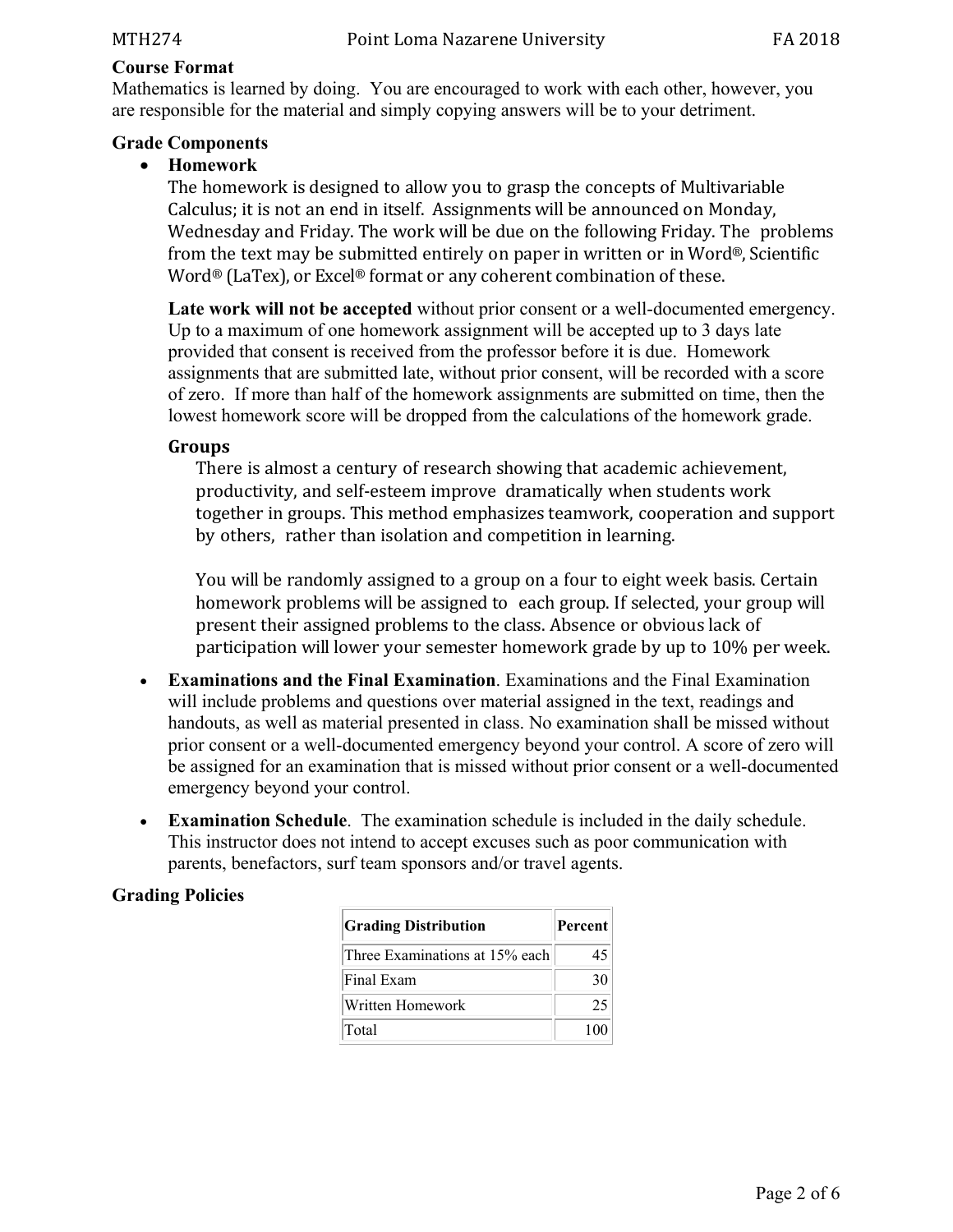## Course Format

Mathematics is learned by doing. You are encouraged to work with each other, however, you are responsible for the material and simply copying answers will be to your detriment.

## Grade Components

- **Homework**

  The homework is designed to allow you to grasp the concepts of Multivariable Calculus; it is not an end in itself. Assignments will be announced on Monday, Wednesday and Friday. The work will be due on the following Friday. The problems from the text may be submitted entirely on paper in written or in Word®, Scientific Word® (LaTex), or Excel® format or any coherent combination of these.

  **Late work will not be accepted** without prior consent or a well-documented emergency. Up to a maximum of one homework assignment will be accepted up to 3 days late provided that consent is received from the professor before it is due. Homework assignments that are submitted late, without prior consent, will be recorded with a score of zero. If more than half of the homework assignments are submitted on time, then the lowest homework score will be dropped from the calculations of the homework grade.

  ### Groups

  There is almost a century of research showing that academic achievement, productivity, and self-esteem improve dramatically when students work together in groups. This method emphasizes teamwork, cooperation and support by others, rather than isolation and competition in learning.

  You will be randomly assigned to a group on a four to eight week basis. Certain homework problems will be assigned to each group. If selected, your group will present their assigned problems to the class. Absence or obvious lack of participation will lower your semester homework grade by up to 10% per week.

- **Examinations and the Final Examination**. Examinations and the Final Examination will include problems and questions over material assigned in the text, readings and handouts, as well as material presented in class. No examination shall be missed without prior consent or a well-documented emergency beyond your control. A score of zero will be assigned for an examination that is missed without prior consent or a well-documented emergency beyond your control.

- **Examination Schedule**. The examination schedule is included in the daily schedule. This instructor does not intend to accept excuses such as poor communication with parents, benefactors, surf team sponsors and/or travel agents.

## Grading Policies

| Grading Distribution | Percent |
| --- | --- |
| Three Examinations at 15% each | 45 |
| Final Exam | 30 |
| Written Homework | 25 |
| Total | 100 |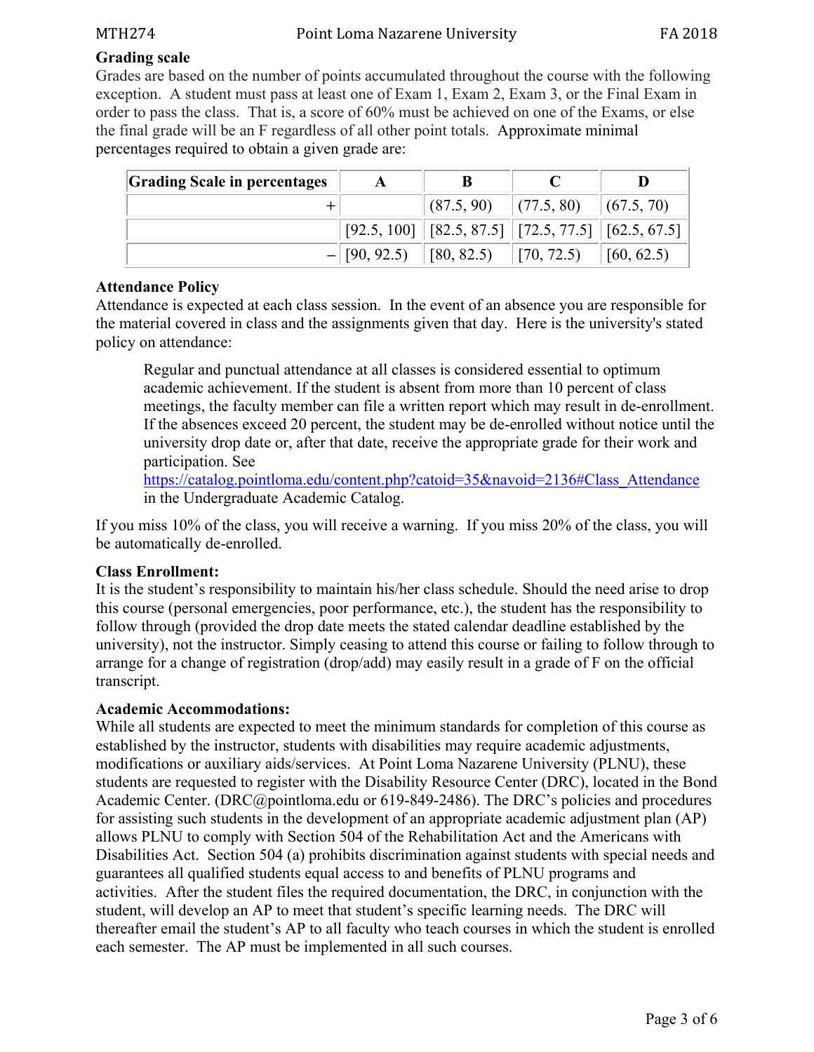### Grading scale

Grades are based on the number of points accumulated throughout the course with the following exception. A student must pass at least one of Exam 1, Exam 2, Exam 3, or the Final Exam in order to pass the class. That is, a score of 60% must be achieved on one of the Exams, or else the final grade will be an F regardless of all other point totals. Approximate minimal percentages required to obtain a given grade are:

| Grading Scale in percentages | A | B | C | D |
|---|---|---|---|---|
| + | | (87.5, 90) | (77.5, 80) | (67.5, 70) |
| | [92.5, 100] | [82.5, 87.5] | [72.5, 77.5] | [62.5, 67.5] |
| – | [90, 92.5) | [80, 82.5) | [70, 72.5) | [60, 62.5) |

### Attendance Policy

Attendance is expected at each class session. In the event of an absence you are responsible for the material covered in class and the assignments given that day. Here is the university's stated policy on attendance:

> Regular and punctual attendance at all classes is considered essential to optimum academic achievement. If the student is absent from more than 10 percent of class meetings, the faculty member can file a written report which may result in de-enrollment. If the absences exceed 20 percent, the student may be de-enrolled without notice until the university drop date or, after that date, receive the appropriate grade for their work and participation. See https://catalog.pointloma.edu/content.php?catoid=35&navoid=2136#Class_Attendance in the Undergraduate Academic Catalog.

If you miss 10% of the class, you will receive a warning. If you miss 20% of the class, you will be automatically de-enrolled.

### Class Enrollment:

It is the student's responsibility to maintain his/her class schedule. Should the need arise to drop this course (personal emergencies, poor performance, etc.), the student has the responsibility to follow through (provided the drop date meets the stated calendar deadline established by the university), not the instructor. Simply ceasing to attend this course or failing to follow through to arrange for a change of registration (drop/add) may easily result in a grade of F on the official transcript.

### Academic Accommodations:

While all students are expected to meet the minimum standards for completion of this course as established by the instructor, students with disabilities may require academic adjustments, modifications or auxiliary aids/services. At Point Loma Nazarene University (PLNU), these students are requested to register with the Disability Resource Center (DRC), located in the Bond Academic Center. (DRC@pointloma.edu or 619-849-2486). The DRC's policies and procedures for assisting such students in the development of an appropriate academic adjustment plan (AP) allows PLNU to comply with Section 504 of the Rehabilitation Act and the Americans with Disabilities Act. Section 504 (a) prohibits discrimination against students with special needs and guarantees all qualified students equal access to and benefits of PLNU programs and activities. After the student files the required documentation, the DRC, in conjunction with the student, will develop an AP to meet that student's specific learning needs. The DRC will thereafter email the student's AP to all faculty who teach courses in which the student is enrolled each semester. The AP must be implemented in all such courses.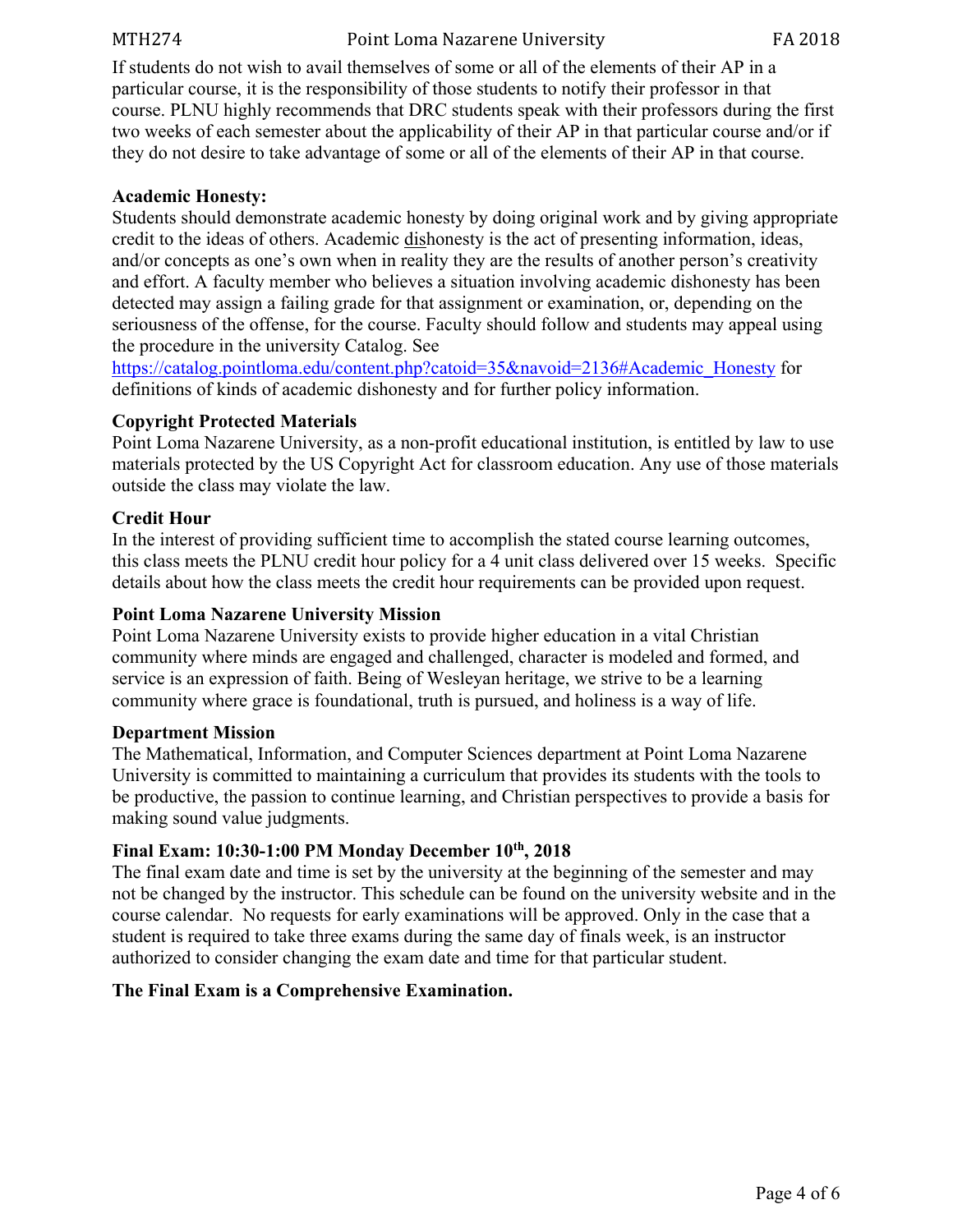If students do not wish to avail themselves of some or all of the elements of their AP in a particular course, it is the responsibility of those students to notify their professor in that course. PLNU highly recommends that DRC students speak with their professors during the first two weeks of each semester about the applicability of their AP in that particular course and/or if they do not desire to take advantage of some or all of the elements of their AP in that course.

**Academic Honesty:**

Students should demonstrate academic honesty by doing original work and by giving appropriate credit to the ideas of others. Academic dishonesty is the act of presenting information, ideas, and/or concepts as one's own when in reality they are the results of another person's creativity and effort. A faculty member who believes a situation involving academic dishonesty has been detected may assign a failing grade for that assignment or examination, or, depending on the seriousness of the offense, for the course. Faculty should follow and students may appeal using the procedure in the university Catalog. See https://catalog.pointloma.edu/content.php?catoid=35&navoid=2136#Academic_Honesty for definitions of kinds of academic dishonesty and for further policy information.

**Copyright Protected Materials**

Point Loma Nazarene University, as a non-profit educational institution, is entitled by law to use materials protected by the US Copyright Act for classroom education. Any use of those materials outside the class may violate the law.

**Credit Hour**

In the interest of providing sufficient time to accomplish the stated course learning outcomes, this class meets the PLNU credit hour policy for a 4 unit class delivered over 15 weeks. Specific details about how the class meets the credit hour requirements can be provided upon request.

**Point Loma Nazarene University Mission**

Point Loma Nazarene University exists to provide higher education in a vital Christian community where minds are engaged and challenged, character is modeled and formed, and service is an expression of faith. Being of Wesleyan heritage, we strive to be a learning community where grace is foundational, truth is pursued, and holiness is a way of life.

**Department Mission**

The Mathematical, Information, and Computer Sciences department at Point Loma Nazarene University is committed to maintaining a curriculum that provides its students with the tools to be productive, the passion to continue learning, and Christian perspectives to provide a basis for making sound value judgments.

**Final Exam: 10:30-1:00 PM Monday December 10th, 2018**

The final exam date and time is set by the university at the beginning of the semester and may not be changed by the instructor. This schedule can be found on the university website and in the course calendar. No requests for early examinations will be approved. Only in the case that a student is required to take three exams during the same day of finals week, is an instructor authorized to consider changing the exam date and time for that particular student.

**The Final Exam is a Comprehensive Examination.**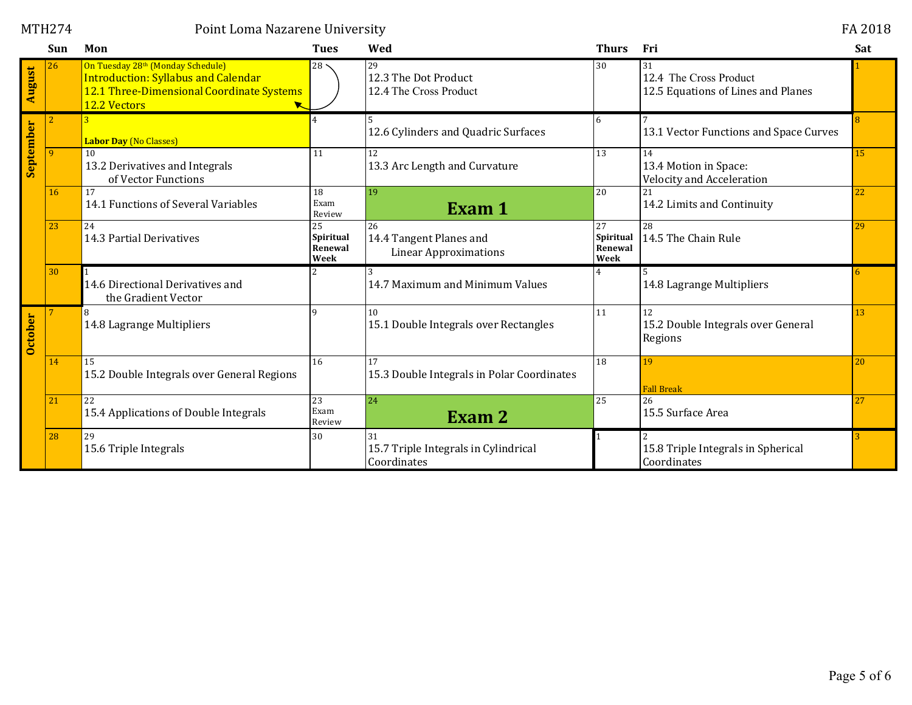MTH274 — Point Loma Nazarene University — FA 2018

| Month | Sun | Mon | Tues | Wed | Thurs | Fri | Sat |
|---|---|---|---|---|---|---|---|
| August | 26 | On Tuesday 28th (Monday Schedule) Introduction: Syllabus and Calendar 12.1 Three-Dimensional Coordinate Systems 12.2 Vectors | 28 | 29 12.3 The Dot Product 12.4 The Cross Product | 30 | 31 12.4 The Cross Product 12.5 Equations of Lines and Planes | 1 |
| September | 2 | 3 **Labor Day** (No Classes) | 4 | 5 12.6 Cylinders and Quadric Surfaces | 6 | 7 13.1 Vector Functions and Space Curves | 8 |
| | 9 | 10 13.2 Derivatives and Integrals of Vector Functions | 11 | 12 13.3 Arc Length and Curvature | 13 | 14 13.4 Motion in Space: Velocity and Acceleration | 15 |
| | 16 | 17 14.1 Functions of Several Variables | 18 Exam Review | 19 **Exam 1** | 20 | 21 14.2 Limits and Continuity | 22 |
| | 23 | 24 14.3 Partial Derivatives | 25 **Spiritual Renewal Week** | 26 14.4 Tangent Planes and Linear Approximations | 27 **Spiritual Renewal Week** | 28 14.5 The Chain Rule | 29 |
| | 30 | 1 14.6 Directional Derivatives and the Gradient Vector | 2 | 3 14.7 Maximum and Minimum Values | 4 | 5 14.8 Lagrange Multipliers | 6 |
| October | 7 | 8 14.8 Lagrange Multipliers | 9 | 10 15.1 Double Integrals over Rectangles | 11 | 12 15.2 Double Integrals over General Regions | 13 |
| | 14 | 15 15.2 Double Integrals over General Regions | 16 | 17 15.3 Double Integrals in Polar Coordinates | 18 | 19 Fall Break | 20 |
| | 21 | 22 15.4 Applications of Double Integrals | 23 Exam Review | 24 **Exam 2** | 25 | 26 15.5 Surface Area | 27 |
| | 28 | 29 15.6 Triple Integrals | 30 | 31 15.7 Triple Integrals in Cylindrical Coordinates | 1 | 2 15.8 Triple Integrals in Spherical Coordinates | 3 |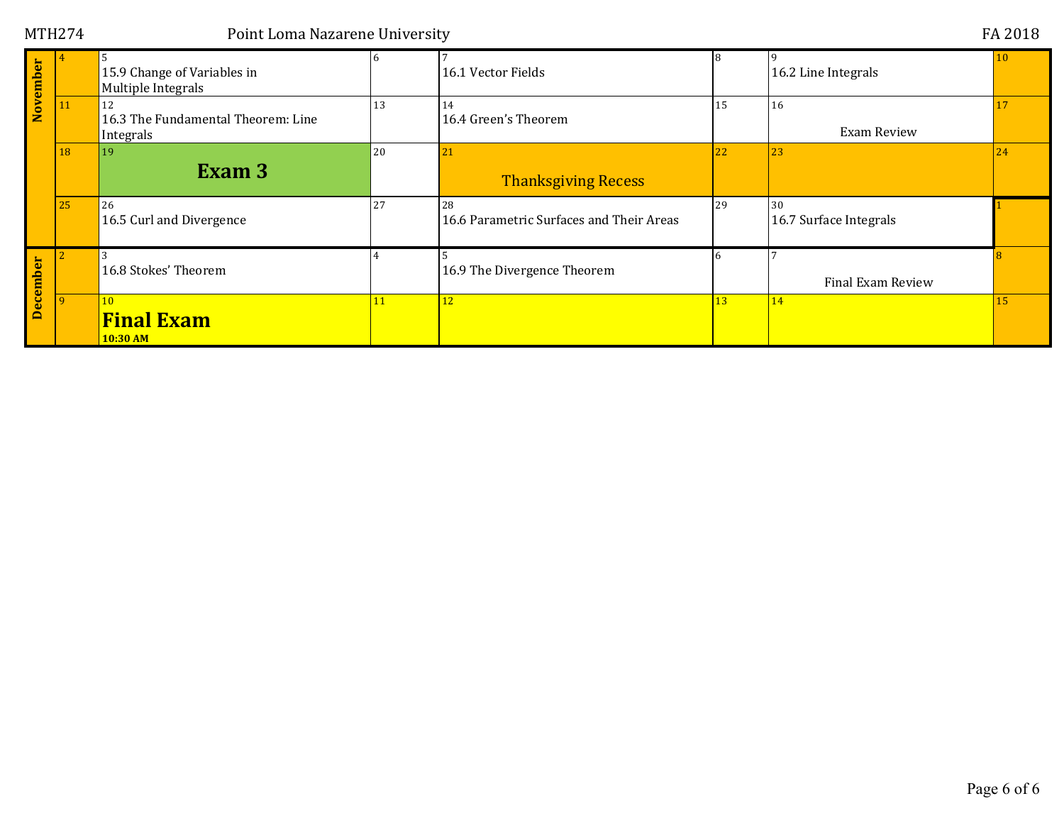| | | | | | | | |
|---|---|---|---|---|---|---|---|
| November | 4 | 5<br>15.9 Change of Variables in Multiple Integrals | 6 | 7<br>16.1 Vector Fields | 8 | 9<br>16.2 Line Integrals | 10 |
| | 11 | 12<br>16.3 The Fundamental Theorem: Line Integrals | 13 | 14<br>16.4 Green's Theorem | 15 | 16<br>Exam Review | 17 |
| | 18 | 19<br>**Exam 3** | 20 | 21<br>Thanksgiving Recess | 22 | 23 | 24 |
| | 25 | 26<br>16.5 Curl and Divergence | 27 | 28<br>16.6 Parametric Surfaces and Their Areas | 29 | 30<br>16.7 Surface Integrals | 1 |
| December | 2 | 3<br>16.8 Stokes' Theorem | 4 | 5<br>16.9 The Divergence Theorem | 6 | 7<br>Final Exam Review | 8 |
| | 9 | 10<br>**Final Exam**<br>**10:30 AM** | 11 | 12 | 13 | 14 | 15 |